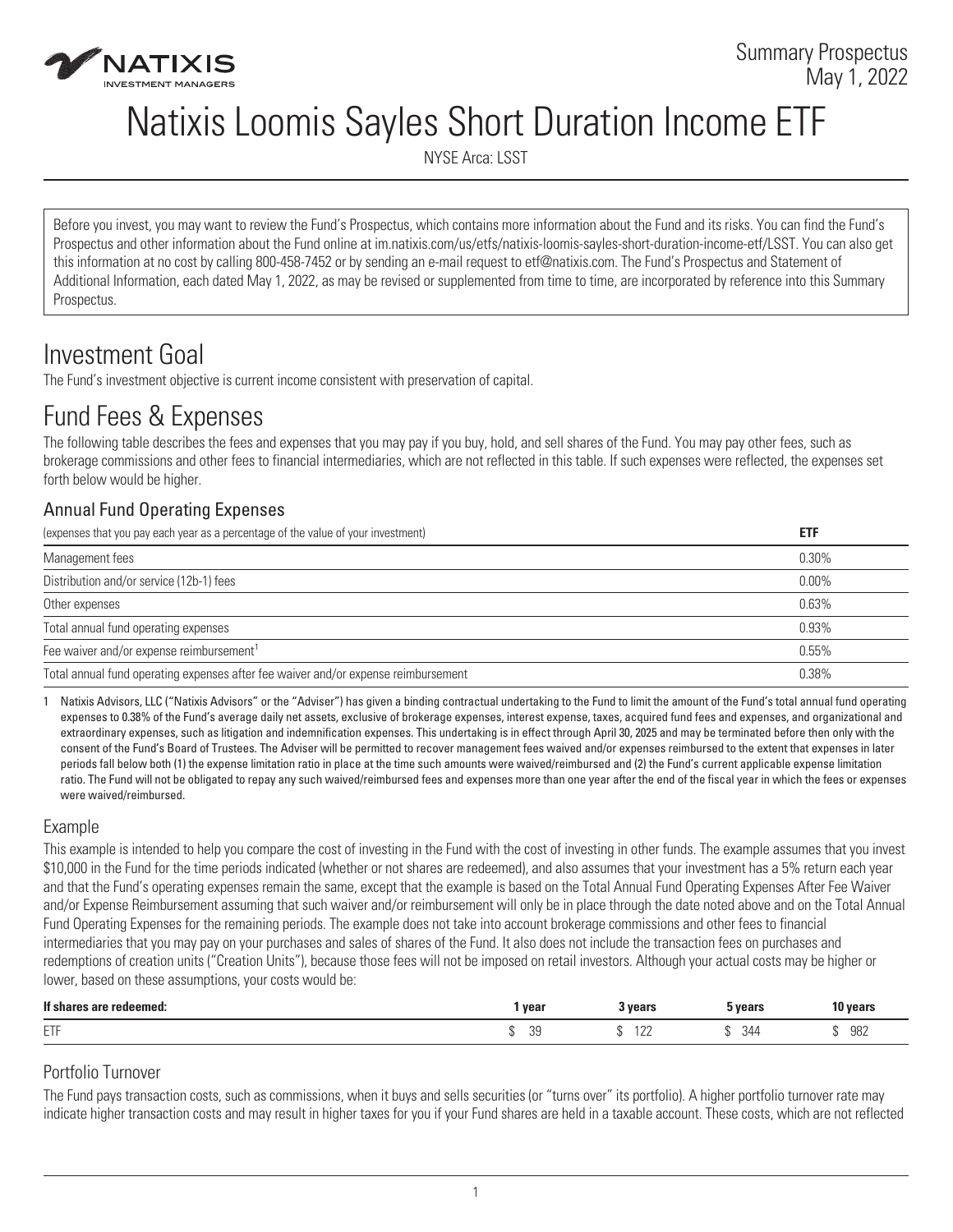Summary Prospectus
May 1, 2022

# Natixis Loomis Sayles Short Duration Income ETF

NYSE Arca: LSST

Before you invest, you may want to review the Fund's Prospectus, which contains more information about the Fund and its risks. You can find the Fund's Prospectus and other information about the Fund online at im.natixis.com/us/etfs/natixis-loomis-sayles-short-duration-income-etf/LSST. You can also get this information at no cost by calling 800-458-7452 or by sending an e-mail request to etf@natixis.com. The Fund's Prospectus and Statement of Additional Information, each dated May 1, 2022, as may be revised or supplemented from time to time, are incorporated by reference into this Summary Prospectus.

## Investment Goal

The Fund's investment objective is current income consistent with preservation of capital.

## Fund Fees & Expenses

The following table describes the fees and expenses that you may pay if you buy, hold, and sell shares of the Fund. You may pay other fees, such as brokerage commissions and other fees to financial intermediaries, which are not reflected in this table. If such expenses were reflected, the expenses set forth below would be higher.

### Annual Fund Operating Expenses

| (expenses that you pay each year as a percentage of the value of your investment) | **ETF** |
|---|---|
| Management fees | 0.30% |
| Distribution and/or service (12b-1) fees | 0.00% |
| Other expenses | 0.63% |
| Total annual fund operating expenses | 0.93% |
| Fee waiver and/or expense reimbursement[1] | 0.55% |
| Total annual fund operating expenses after fee waiver and/or expense reimbursement | 0.38% |

1 Natixis Advisors, LLC ("Natixis Advisors" or the "Adviser") has given a binding contractual undertaking to the Fund to limit the amount of the Fund's total annual fund operating expenses to 0.38% of the Fund's average daily net assets, exclusive of brokerage expenses, interest expense, taxes, acquired fund fees and expenses, and organizational and extraordinary expenses, such as litigation and indemnification expenses. This undertaking is in effect through April 30, 2025 and may be terminated before then only with the consent of the Fund's Board of Trustees. The Adviser will be permitted to recover management fees waived and/or expenses reimbursed to the extent that expenses in later periods fall below both (1) the expense limitation ratio in place at the time such amounts were waived/reimbursed and (2) the Fund's current applicable expense limitation ratio. The Fund will not be obligated to repay any such waived/reimbursed fees and expenses more than one year after the end of the fiscal year in which the fees or expenses were waived/reimbursed.

### Example

This example is intended to help you compare the cost of investing in the Fund with the cost of investing in other funds. The example assumes that you invest $10,000 in the Fund for the time periods indicated (whether or not shares are redeemed), and also assumes that your investment has a 5% return each year and that the Fund's operating expenses remain the same, except that the example is based on the Total Annual Fund Operating Expenses After Fee Waiver and/or Expense Reimbursement assuming that such waiver and/or reimbursement will only be in place through the date noted above and on the Total Annual Fund Operating Expenses for the remaining periods. The example does not take into account brokerage commissions and other fees to financial intermediaries that you may pay on your purchases and sales of shares of the Fund. It also does not include the transaction fees on purchases and redemptions of creation units ("Creation Units"), because those fees will not be imposed on retail investors. Although your actual costs may be higher or lower, based on these assumptions, your costs would be:

| **If shares are redeemed:** | **1 year** | **3 years** | **5 years** | **10 years** |
|---|---|---|---|---|
| ETF | $ 39 | $ 122 | $ 344 | $ 982 |

### Portfolio Turnover

The Fund pays transaction costs, such as commissions, when it buys and sells securities (or "turns over" its portfolio). A higher portfolio turnover rate may indicate higher transaction costs and may result in higher taxes for you if your Fund shares are held in a taxable account. These costs, which are not reflected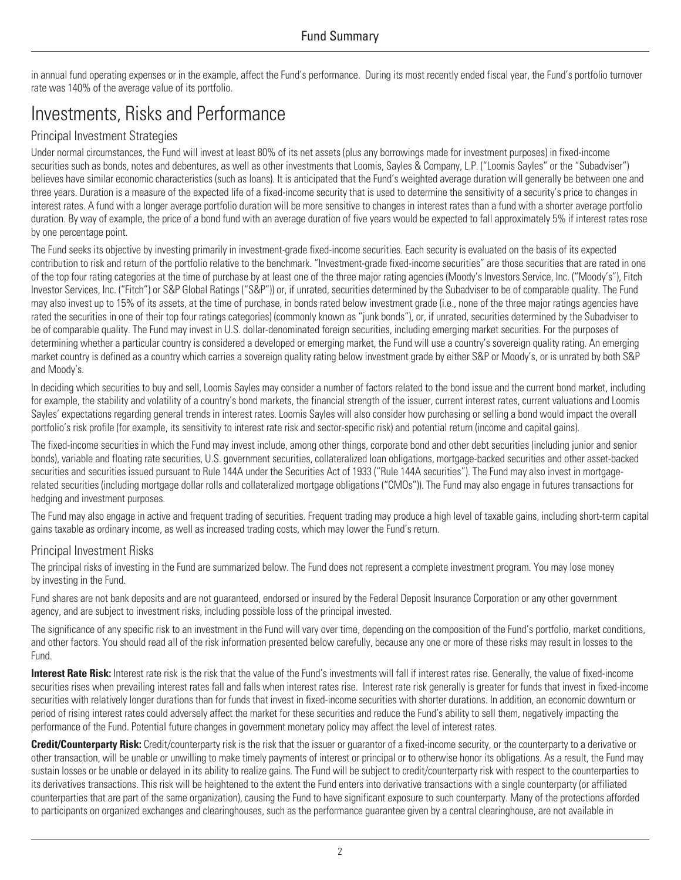in annual fund operating expenses or in the example, affect the Fund's performance. During its most recently ended fiscal year, the Fund's portfolio turnover rate was 140% of the average value of its portfolio.

# Investments, Risks and Performance

## Principal Investment Strategies

Under normal circumstances, the Fund will invest at least 80% of its net assets (plus any borrowings made for investment purposes) in fixed-income securities such as bonds, notes and debentures, as well as other investments that Loomis, Sayles & Company, L.P. ("Loomis Sayles" or the "Subadviser") believes have similar economic characteristics (such as loans). It is anticipated that the Fund's weighted average duration will generally be between one and three years. Duration is a measure of the expected life of a fixed-income security that is used to determine the sensitivity of a security's price to changes in interest rates. A fund with a longer average portfolio duration will be more sensitive to changes in interest rates than a fund with a shorter average portfolio duration. By way of example, the price of a bond fund with an average duration of five years would be expected to fall approximately 5% if interest rates rose by one percentage point.

The Fund seeks its objective by investing primarily in investment-grade fixed-income securities. Each security is evaluated on the basis of its expected contribution to risk and return of the portfolio relative to the benchmark. "Investment-grade fixed-income securities" are those securities that are rated in one of the top four rating categories at the time of purchase by at least one of the three major rating agencies (Moody's Investors Service, Inc. ("Moody's"), Fitch Investor Services, Inc. ("Fitch") or S&P Global Ratings ("S&P")) or, if unrated, securities determined by the Subadviser to be of comparable quality. The Fund may also invest up to 15% of its assets, at the time of purchase, in bonds rated below investment grade (i.e., none of the three major ratings agencies have rated the securities in one of their top four ratings categories) (commonly known as "junk bonds"), or, if unrated, securities determined by the Subadviser to be of comparable quality. The Fund may invest in U.S. dollar-denominated foreign securities, including emerging market securities. For the purposes of determining whether a particular country is considered a developed or emerging market, the Fund will use a country's sovereign quality rating. An emerging market country is defined as a country which carries a sovereign quality rating below investment grade by either S&P or Moody's, or is unrated by both S&P and Moody's.

In deciding which securities to buy and sell, Loomis Sayles may consider a number of factors related to the bond issue and the current bond market, including for example, the stability and volatility of a country's bond markets, the financial strength of the issuer, current interest rates, current valuations and Loomis Sayles' expectations regarding general trends in interest rates. Loomis Sayles will also consider how purchasing or selling a bond would impact the overall portfolio's risk profile (for example, its sensitivity to interest rate risk and sector-specific risk) and potential return (income and capital gains).

The fixed-income securities in which the Fund may invest include, among other things, corporate bond and other debt securities (including junior and senior bonds), variable and floating rate securities, U.S. government securities, collateralized loan obligations, mortgage-backed securities and other asset-backed securities and securities issued pursuant to Rule 144A under the Securities Act of 1933 ("Rule 144A securities"). The Fund may also invest in mortgage-related securities (including mortgage dollar rolls and collateralized mortgage obligations ("CMOs")). The Fund may also engage in futures transactions for hedging and investment purposes.

The Fund may also engage in active and frequent trading of securities. Frequent trading may produce a high level of taxable gains, including short-term capital gains taxable as ordinary income, as well as increased trading costs, which may lower the Fund's return.

## Principal Investment Risks

The principal risks of investing in the Fund are summarized below. The Fund does not represent a complete investment program. You may lose money by investing in the Fund.

Fund shares are not bank deposits and are not guaranteed, endorsed or insured by the Federal Deposit Insurance Corporation or any other government agency, and are subject to investment risks, including possible loss of the principal invested.

The significance of any specific risk to an investment in the Fund will vary over time, depending on the composition of the Fund's portfolio, market conditions, and other factors. You should read all of the risk information presented below carefully, because any one or more of these risks may result in losses to the Fund.

**Interest Rate Risk:** Interest rate risk is the risk that the value of the Fund's investments will fall if interest rates rise. Generally, the value of fixed-income securities rises when prevailing interest rates fall and falls when interest rates rise. Interest rate risk generally is greater for funds that invest in fixed-income securities with relatively longer durations than for funds that invest in fixed-income securities with shorter durations. In addition, an economic downturn or period of rising interest rates could adversely affect the market for these securities and reduce the Fund's ability to sell them, negatively impacting the performance of the Fund. Potential future changes in government monetary policy may affect the level of interest rates.

**Credit/Counterparty Risk:** Credit/counterparty risk is the risk that the issuer or guarantor of a fixed-income security, or the counterparty to a derivative or other transaction, will be unable or unwilling to make timely payments of interest or principal or to otherwise honor its obligations. As a result, the Fund may sustain losses or be unable or delayed in its ability to realize gains. The Fund will be subject to credit/counterparty risk with respect to the counterparties to its derivatives transactions. This risk will be heightened to the extent the Fund enters into derivative transactions with a single counterparty (or affiliated counterparties that are part of the same organization), causing the Fund to have significant exposure to such counterparty. Many of the protections afforded to participants on organized exchanges and clearinghouses, such as the performance guarantee given by a central clearinghouse, are not available in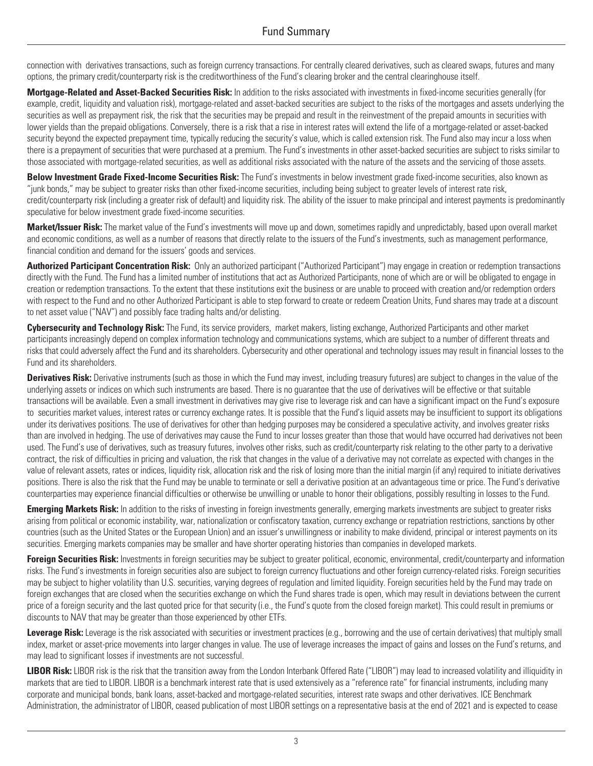connection with derivatives transactions, such as foreign currency transactions. For centrally cleared derivatives, such as cleared swaps, futures and many options, the primary credit/counterparty risk is the creditworthiness of the Fund's clearing broker and the central clearinghouse itself.

**Mortgage-Related and Asset-Backed Securities Risk:** In addition to the risks associated with investments in fixed-income securities generally (for example, credit, liquidity and valuation risk), mortgage-related and asset-backed securities are subject to the risks of the mortgages and assets underlying the securities as well as prepayment risk, the risk that the securities may be prepaid and result in the reinvestment of the prepaid amounts in securities with lower yields than the prepaid obligations. Conversely, there is a risk that a rise in interest rates will extend the life of a mortgage-related or asset-backed security beyond the expected prepayment time, typically reducing the security's value, which is called extension risk. The Fund also may incur a loss when there is a prepayment of securities that were purchased at a premium. The Fund's investments in other asset-backed securities are subject to risks similar to those associated with mortgage-related securities, as well as additional risks associated with the nature of the assets and the servicing of those assets.

**Below Investment Grade Fixed-Income Securities Risk:** The Fund's investments in below investment grade fixed-income securities, also known as "junk bonds," may be subject to greater risks than other fixed-income securities, including being subject to greater levels of interest rate risk, credit/counterparty risk (including a greater risk of default) and liquidity risk. The ability of the issuer to make principal and interest payments is predominantly speculative for below investment grade fixed-income securities.

**Market/Issuer Risk:** The market value of the Fund's investments will move up and down, sometimes rapidly and unpredictably, based upon overall market and economic conditions, as well as a number of reasons that directly relate to the issuers of the Fund's investments, such as management performance, financial condition and demand for the issuers' goods and services.

**Authorized Participant Concentration Risk:** Only an authorized participant ("Authorized Participant") may engage in creation or redemption transactions directly with the Fund. The Fund has a limited number of institutions that act as Authorized Participants, none of which are or will be obligated to engage in creation or redemption transactions. To the extent that these institutions exit the business or are unable to proceed with creation and/or redemption orders with respect to the Fund and no other Authorized Participant is able to step forward to create or redeem Creation Units, Fund shares may trade at a discount to net asset value ("NAV") and possibly face trading halts and/or delisting.

**Cybersecurity and Technology Risk:** The Fund, its service providers, market makers, listing exchange, Authorized Participants and other market participants increasingly depend on complex information technology and communications systems, which are subject to a number of different threats and risks that could adversely affect the Fund and its shareholders. Cybersecurity and other operational and technology issues may result in financial losses to the Fund and its shareholders.

**Derivatives Risk:** Derivative instruments (such as those in which the Fund may invest, including treasury futures) are subject to changes in the value of the underlying assets or indices on which such instruments are based. There is no guarantee that the use of derivatives will be effective or that suitable transactions will be available. Even a small investment in derivatives may give rise to leverage risk and can have a significant impact on the Fund's exposure to securities market values, interest rates or currency exchange rates. It is possible that the Fund's liquid assets may be insufficient to support its obligations under its derivatives positions. The use of derivatives for other than hedging purposes may be considered a speculative activity, and involves greater risks than are involved in hedging. The use of derivatives may cause the Fund to incur losses greater than those that would have occurred had derivatives not been used. The Fund's use of derivatives, such as treasury futures, involves other risks, such as credit/counterparty risk relating to the other party to a derivative contract, the risk of difficulties in pricing and valuation, the risk that changes in the value of a derivative may not correlate as expected with changes in the value of relevant assets, rates or indices, liquidity risk, allocation risk and the risk of losing more than the initial margin (if any) required to initiate derivatives positions. There is also the risk that the Fund may be unable to terminate or sell a derivative position at an advantageous time or price. The Fund's derivative counterparties may experience financial difficulties or otherwise be unwilling or unable to honor their obligations, possibly resulting in losses to the Fund.

**Emerging Markets Risk:** In addition to the risks of investing in foreign investments generally, emerging markets investments are subject to greater risks arising from political or economic instability, war, nationalization or confiscatory taxation, currency exchange or repatriation restrictions, sanctions by other countries (such as the United States or the European Union) and an issuer's unwillingness or inability to make dividend, principal or interest payments on its securities. Emerging markets companies may be smaller and have shorter operating histories than companies in developed markets.

**Foreign Securities Risk:** Investments in foreign securities may be subject to greater political, economic, environmental, credit/counterparty and information risks. The Fund's investments in foreign securities also are subject to foreign currency fluctuations and other foreign currency-related risks. Foreign securities may be subject to higher volatility than U.S. securities, varying degrees of regulation and limited liquidity. Foreign securities held by the Fund may trade on foreign exchanges that are closed when the securities exchange on which the Fund shares trade is open, which may result in deviations between the current price of a foreign security and the last quoted price for that security (i.e., the Fund's quote from the closed foreign market). This could result in premiums or discounts to NAV that may be greater than those experienced by other ETFs.

**Leverage Risk:** Leverage is the risk associated with securities or investment practices (e.g., borrowing and the use of certain derivatives) that multiply small index, market or asset-price movements into larger changes in value. The use of leverage increases the impact of gains and losses on the Fund's returns, and may lead to significant losses if investments are not successful.

**LIBOR Risk:** LIBOR risk is the risk that the transition away from the London Interbank Offered Rate ("LIBOR") may lead to increased volatility and illiquidity in markets that are tied to LIBOR. LIBOR is a benchmark interest rate that is used extensively as a "reference rate" for financial instruments, including many corporate and municipal bonds, bank loans, asset-backed and mortgage-related securities, interest rate swaps and other derivatives. ICE Benchmark Administration, the administrator of LIBOR, ceased publication of most LIBOR settings on a representative basis at the end of 2021 and is expected to cease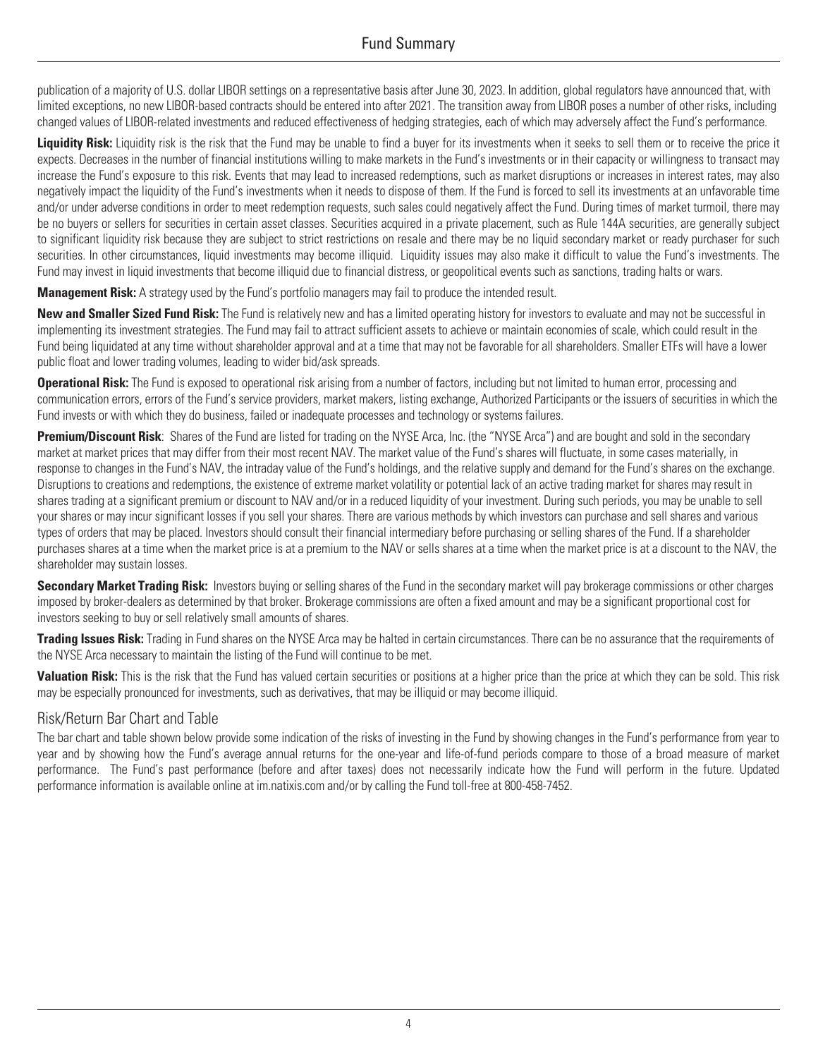publication of a majority of U.S. dollar LIBOR settings on a representative basis after June 30, 2023. In addition, global regulators have announced that, with limited exceptions, no new LIBOR-based contracts should be entered into after 2021. The transition away from LIBOR poses a number of other risks, including changed values of LIBOR-related investments and reduced effectiveness of hedging strategies, each of which may adversely affect the Fund's performance.

**Liquidity Risk:** Liquidity risk is the risk that the Fund may be unable to find a buyer for its investments when it seeks to sell them or to receive the price it expects. Decreases in the number of financial institutions willing to make markets in the Fund's investments or in their capacity or willingness to transact may increase the Fund's exposure to this risk. Events that may lead to increased redemptions, such as market disruptions or increases in interest rates, may also negatively impact the liquidity of the Fund's investments when it needs to dispose of them. If the Fund is forced to sell its investments at an unfavorable time and/or under adverse conditions in order to meet redemption requests, such sales could negatively affect the Fund. During times of market turmoil, there may be no buyers or sellers for securities in certain asset classes. Securities acquired in a private placement, such as Rule 144A securities, are generally subject to significant liquidity risk because they are subject to strict restrictions on resale and there may be no liquid secondary market or ready purchaser for such securities. In other circumstances, liquid investments may become illiquid. Liquidity issues may also make it difficult to value the Fund's investments. The Fund may invest in liquid investments that become illiquid due to financial distress, or geopolitical events such as sanctions, trading halts or wars.

**Management Risk:** A strategy used by the Fund's portfolio managers may fail to produce the intended result.

**New and Smaller Sized Fund Risk:** The Fund is relatively new and has a limited operating history for investors to evaluate and may not be successful in implementing its investment strategies. The Fund may fail to attract sufficient assets to achieve or maintain economies of scale, which could result in the Fund being liquidated at any time without shareholder approval and at a time that may not be favorable for all shareholders. Smaller ETFs will have a lower public float and lower trading volumes, leading to wider bid/ask spreads.

**Operational Risk:** The Fund is exposed to operational risk arising from a number of factors, including but not limited to human error, processing and communication errors, errors of the Fund's service providers, market makers, listing exchange, Authorized Participants or the issuers of securities in which the Fund invests or with which they do business, failed or inadequate processes and technology or systems failures.

**Premium/Discount Risk**: Shares of the Fund are listed for trading on the NYSE Arca, Inc. (the "NYSE Arca") and are bought and sold in the secondary market at market prices that may differ from their most recent NAV. The market value of the Fund's shares will fluctuate, in some cases materially, in response to changes in the Fund's NAV, the intraday value of the Fund's holdings, and the relative supply and demand for the Fund's shares on the exchange. Disruptions to creations and redemptions, the existence of extreme market volatility or potential lack of an active trading market for shares may result in shares trading at a significant premium or discount to NAV and/or in a reduced liquidity of your investment. During such periods, you may be unable to sell your shares or may incur significant losses if you sell your shares. There are various methods by which investors can purchase and sell shares and various types of orders that may be placed. Investors should consult their financial intermediary before purchasing or selling shares of the Fund. If a shareholder purchases shares at a time when the market price is at a premium to the NAV or sells shares at a time when the market price is at a discount to the NAV, the shareholder may sustain losses.

**Secondary Market Trading Risk:** Investors buying or selling shares of the Fund in the secondary market will pay brokerage commissions or other charges imposed by broker-dealers as determined by that broker. Brokerage commissions are often a fixed amount and may be a significant proportional cost for investors seeking to buy or sell relatively small amounts of shares.

**Trading Issues Risk:** Trading in Fund shares on the NYSE Arca may be halted in certain circumstances. There can be no assurance that the requirements of the NYSE Arca necessary to maintain the listing of the Fund will continue to be met.

**Valuation Risk:** This is the risk that the Fund has valued certain securities or positions at a higher price than the price at which they can be sold. This risk may be especially pronounced for investments, such as derivatives, that may be illiquid or may become illiquid.

## Risk/Return Bar Chart and Table

The bar chart and table shown below provide some indication of the risks of investing in the Fund by showing changes in the Fund's performance from year to year and by showing how the Fund's average annual returns for the one-year and life-of-fund periods compare to those of a broad measure of market performance. The Fund's past performance (before and after taxes) does not necessarily indicate how the Fund will perform in the future. Updated performance information is available online at im.natixis.com and/or by calling the Fund toll-free at 800-458-7452.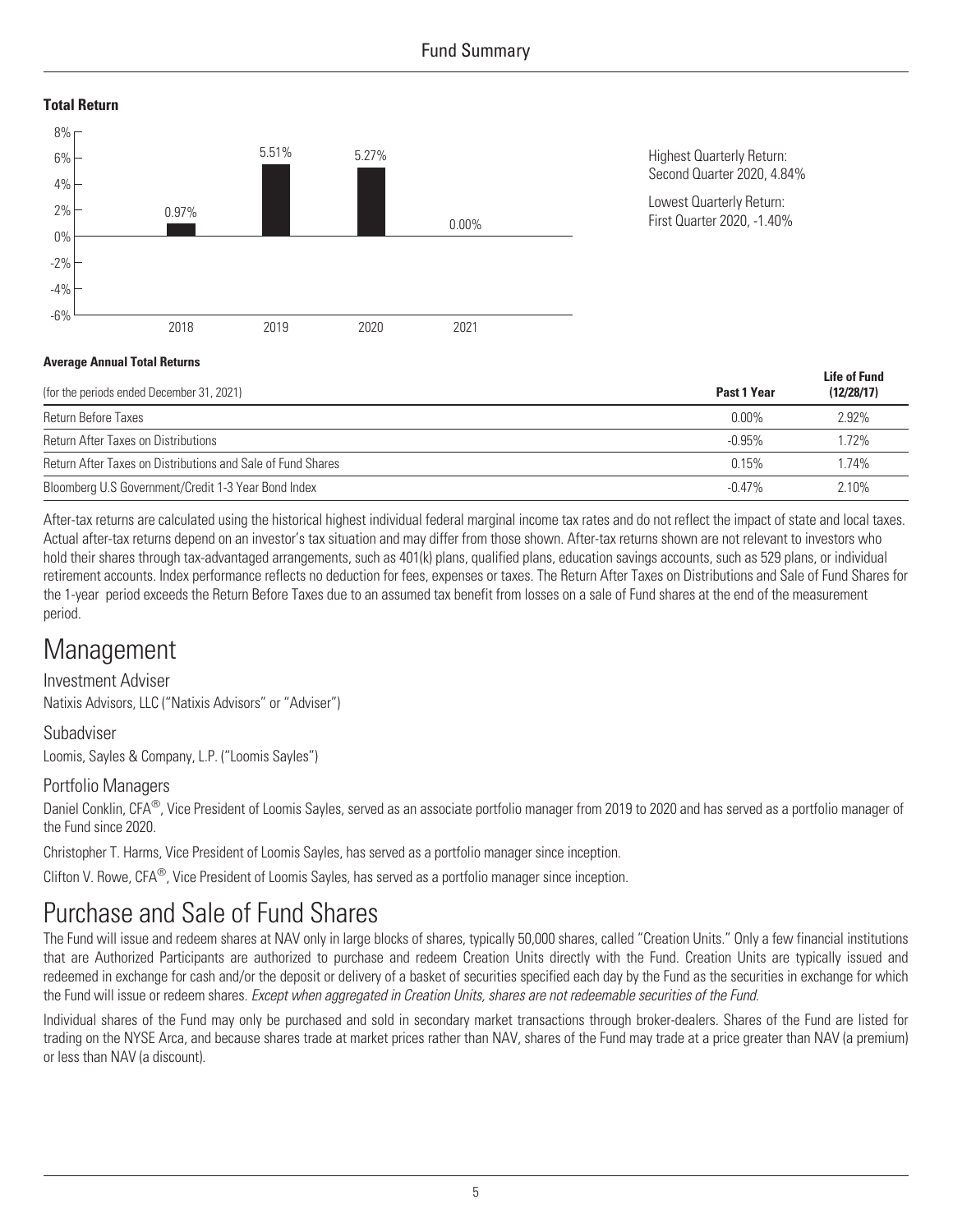**Total Return**

| Year | Return |
|---|---|
| 2018 | 0.97% |
| 2019 | 5.51% |
| 2020 | 5.27% |
| 2021 | 0.00% |

Highest Quarterly Return:
Second Quarter 2020, 4.84%

Lowest Quarterly Return:
First Quarter 2020, -1.40%

**Average Annual Total Returns**

| (for the periods ended December 31, 2021) | **Past 1 Year** | **Life of Fund (12/28/17)** |
|---|---|---|
| Return Before Taxes | 0.00% | 2.92% |
| Return After Taxes on Distributions | -0.95% | 1.72% |
| Return After Taxes on Distributions and Sale of Fund Shares | 0.15% | 1.74% |
| Bloomberg U.S Government/Credit 1-3 Year Bond Index | -0.47% | 2.10% |

After-tax returns are calculated using the historical highest individual federal marginal income tax rates and do not reflect the impact of state and local taxes. Actual after-tax returns depend on an investor's tax situation and may differ from those shown. After-tax returns shown are not relevant to investors who hold their shares through tax-advantaged arrangements, such as 401(k) plans, qualified plans, education savings accounts, such as 529 plans, or individual retirement accounts. Index performance reflects no deduction for fees, expenses or taxes. The Return After Taxes on Distributions and Sale of Fund Shares for the 1-year period exceeds the Return Before Taxes due to an assumed tax benefit from losses on a sale of Fund shares at the end of the measurement period.

# Management

### Investment Adviser

Natixis Advisors, LLC ("Natixis Advisors" or "Adviser")

### Subadviser

Loomis, Sayles & Company, L.P. ("Loomis Sayles")

### Portfolio Managers

Daniel Conklin, CFA®, Vice President of Loomis Sayles, served as an associate portfolio manager from 2019 to 2020 and has served as a portfolio manager of the Fund since 2020.

Christopher T. Harms, Vice President of Loomis Sayles, has served as a portfolio manager since inception.

Clifton V. Rowe, CFA®, Vice President of Loomis Sayles, has served as a portfolio manager since inception.

# Purchase and Sale of Fund Shares

The Fund will issue and redeem shares at NAV only in large blocks of shares, typically 50,000 shares, called "Creation Units." Only a few financial institutions that are Authorized Participants are authorized to purchase and redeem Creation Units directly with the Fund. Creation Units are typically issued and redeemed in exchange for cash and/or the deposit or delivery of a basket of securities specified each day by the Fund as the securities in exchange for which the Fund will issue or redeem shares. *Except when aggregated in Creation Units, shares are not redeemable securities of the Fund.*

Individual shares of the Fund may only be purchased and sold in secondary market transactions through broker-dealers. Shares of the Fund are listed for trading on the NYSE Arca, and because shares trade at market prices rather than NAV, shares of the Fund may trade at a price greater than NAV (a premium) or less than NAV (a discount).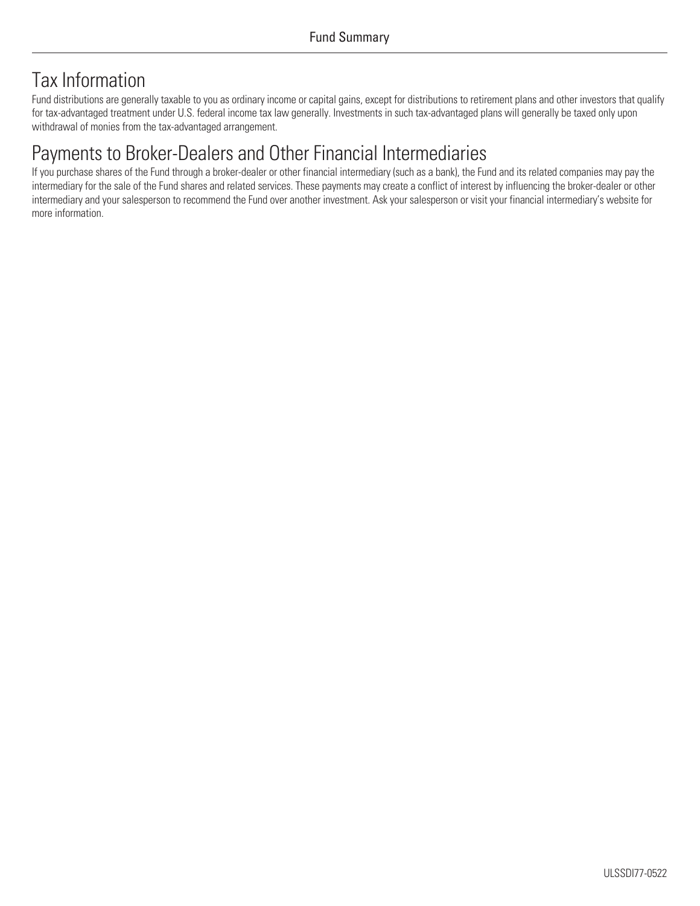## Tax Information

Fund distributions are generally taxable to you as ordinary income or capital gains, except for distributions to retirement plans and other investors that qualify for tax-advantaged treatment under U.S. federal income tax law generally. Investments in such tax-advantaged plans will generally be taxed only upon withdrawal of monies from the tax-advantaged arrangement.

## Payments to Broker-Dealers and Other Financial Intermediaries

If you purchase shares of the Fund through a broker-dealer or other financial intermediary (such as a bank), the Fund and its related companies may pay the intermediary for the sale of the Fund shares and related services. These payments may create a conflict of interest by influencing the broker-dealer or other intermediary and your salesperson to recommend the Fund over another investment. Ask your salesperson or visit your financial intermediary's website for more information.

ULSSDI77-0522